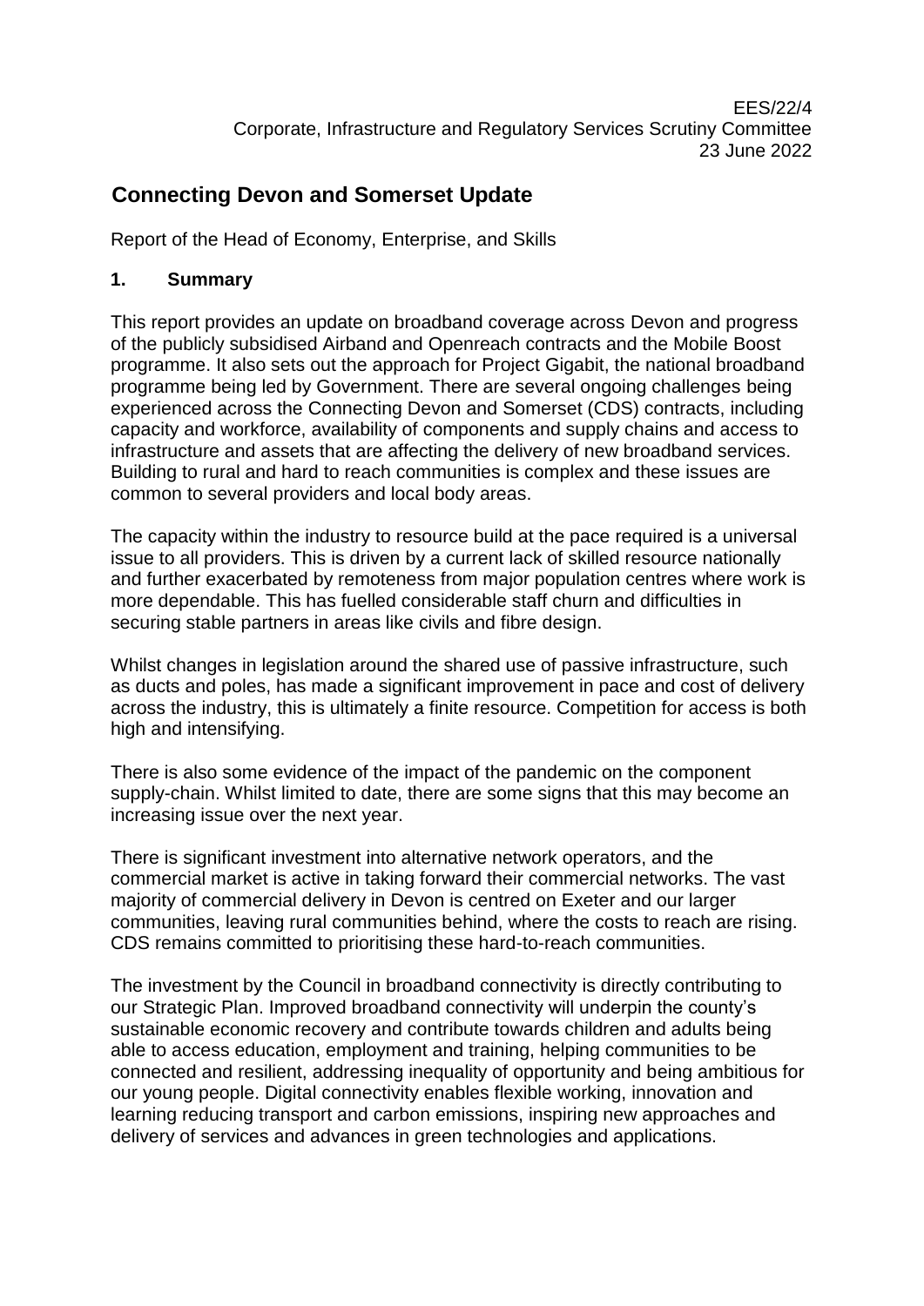EES/22/4
Corporate, Infrastructure and Regulatory Services Scrutiny Committee
23 June 2022

# Connecting Devon and Somerset Update

Report of the Head of Economy, Enterprise, and Skills

## 1. Summary

This report provides an update on broadband coverage across Devon and progress of the publicly subsidised Airband and Openreach contracts and the Mobile Boost programme. It also sets out the approach for Project Gigabit, the national broadband programme being led by Government. There are several ongoing challenges being experienced across the Connecting Devon and Somerset (CDS) contracts, including capacity and workforce, availability of components and supply chains and access to infrastructure and assets that are affecting the delivery of new broadband services. Building to rural and hard to reach communities is complex and these issues are common to several providers and local body areas.

The capacity within the industry to resource build at the pace required is a universal issue to all providers. This is driven by a current lack of skilled resource nationally and further exacerbated by remoteness from major population centres where work is more dependable. This has fuelled considerable staff churn and difficulties in securing stable partners in areas like civils and fibre design.

Whilst changes in legislation around the shared use of passive infrastructure, such as ducts and poles, has made a significant improvement in pace and cost of delivery across the industry, this is ultimately a finite resource. Competition for access is both high and intensifying.

There is also some evidence of the impact of the pandemic on the component supply-chain. Whilst limited to date, there are some signs that this may become an increasing issue over the next year.

There is significant investment into alternative network operators, and the commercial market is active in taking forward their commercial networks. The vast majority of commercial delivery in Devon is centred on Exeter and our larger communities, leaving rural communities behind, where the costs to reach are rising. CDS remains committed to prioritising these hard-to-reach communities.

The investment by the Council in broadband connectivity is directly contributing to our Strategic Plan. Improved broadband connectivity will underpin the county's sustainable economic recovery and contribute towards children and adults being able to access education, employment and training, helping communities to be connected and resilient, addressing inequality of opportunity and being ambitious for our young people. Digital connectivity enables flexible working, innovation and learning reducing transport and carbon emissions, inspiring new approaches and delivery of services and advances in green technologies and applications.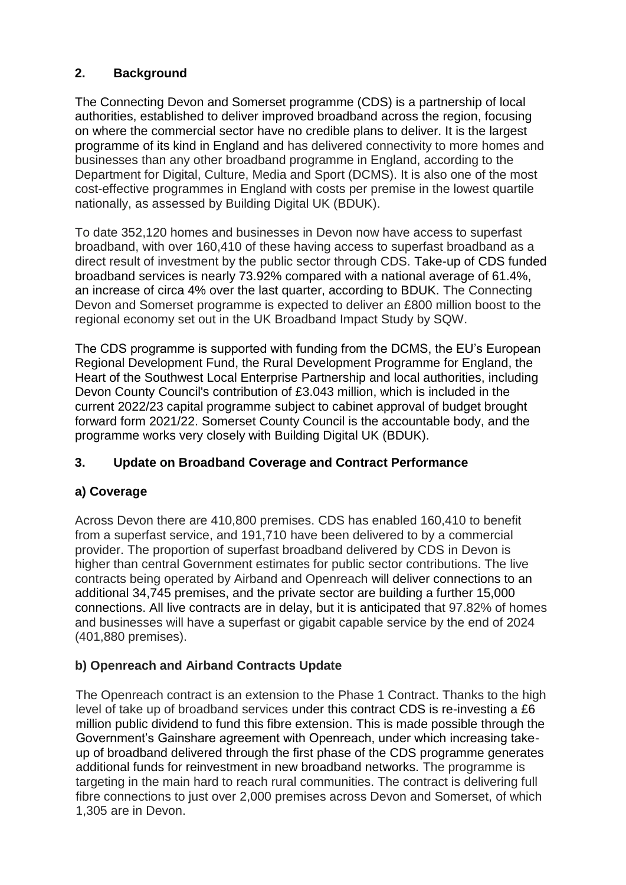## 2. Background

The Connecting Devon and Somerset programme (CDS) is a partnership of local authorities, established to deliver improved broadband across the region, focusing on where the commercial sector have no credible plans to deliver. It is the largest programme of its kind in England and has delivered connectivity to more homes and businesses than any other broadband programme in England, according to the Department for Digital, Culture, Media and Sport (DCMS). It is also one of the most cost-effective programmes in England with costs per premise in the lowest quartile nationally, as assessed by Building Digital UK (BDUK).

To date 352,120 homes and businesses in Devon now have access to superfast broadband, with over 160,410 of these having access to superfast broadband as a direct result of investment by the public sector through CDS. Take-up of CDS funded broadband services is nearly 73.92% compared with a national average of 61.4%, an increase of circa 4% over the last quarter, according to BDUK. The Connecting Devon and Somerset programme is expected to deliver an £800 million boost to the regional economy set out in the UK Broadband Impact Study by SQW.

The CDS programme is supported with funding from the DCMS, the EU's European Regional Development Fund, the Rural Development Programme for England, the Heart of the Southwest Local Enterprise Partnership and local authorities, including Devon County Council's contribution of £3.043 million, which is included in the current 2022/23 capital programme subject to cabinet approval of budget brought forward form 2021/22. Somerset County Council is the accountable body, and the programme works very closely with Building Digital UK (BDUK).

## 3. Update on Broadband Coverage and Contract Performance

### a) Coverage

Across Devon there are 410,800 premises. CDS has enabled 160,410 to benefit from a superfast service, and 191,710 have been delivered to by a commercial provider. The proportion of superfast broadband delivered by CDS in Devon is higher than central Government estimates for public sector contributions. The live contracts being operated by Airband and Openreach will deliver connections to an additional 34,745 premises, and the private sector are building a further 15,000 connections. All live contracts are in delay, but it is anticipated that 97.82% of homes and businesses will have a superfast or gigabit capable service by the end of 2024 (401,880 premises).

### b) Openreach and Airband Contracts Update

The Openreach contract is an extension to the Phase 1 Contract. Thanks to the high level of take up of broadband services under this contract CDS is re-investing a £6 million public dividend to fund this fibre extension. This is made possible through the Government's Gainshare agreement with Openreach, under which increasing take-up of broadband delivered through the first phase of the CDS programme generates additional funds for reinvestment in new broadband networks. The programme is targeting in the main hard to reach rural communities. The contract is delivering full fibre connections to just over 2,000 premises across Devon and Somerset, of which 1,305 are in Devon.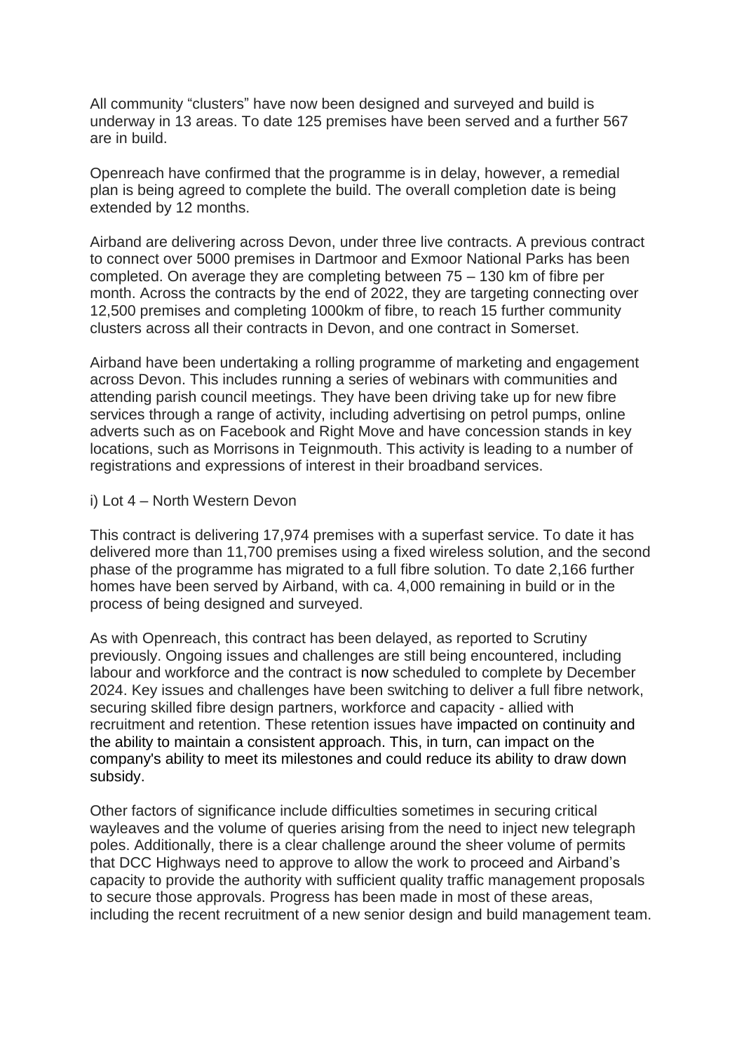All community “clusters” have now been designed and surveyed and build is underway in 13 areas. To date 125 premises have been served and a further 567 are in build.

Openreach have confirmed that the programme is in delay, however, a remedial plan is being agreed to complete the build. The overall completion date is being extended by 12 months.

Airband are delivering across Devon, under three live contracts. A previous contract to connect over 5000 premises in Dartmoor and Exmoor National Parks has been completed. On average they are completing between 75 – 130 km of fibre per month. Across the contracts by the end of 2022, they are targeting connecting over 12,500 premises and completing 1000km of fibre, to reach 15 further community clusters across all their contracts in Devon, and one contract in Somerset.

Airband have been undertaking a rolling programme of marketing and engagement across Devon. This includes running a series of webinars with communities and attending parish council meetings. They have been driving take up for new fibre services through a range of activity, including advertising on petrol pumps, online adverts such as on Facebook and Right Move and have concession stands in key locations, such as Morrisons in Teignmouth. This activity is leading to a number of registrations and expressions of interest in their broadband services.

i) Lot 4 – North Western Devon

This contract is delivering 17,974 premises with a superfast service. To date it has delivered more than 11,700 premises using a fixed wireless solution, and the second phase of the programme has migrated to a full fibre solution. To date 2,166 further homes have been served by Airband, with ca. 4,000 remaining in build or in the process of being designed and surveyed.

As with Openreach, this contract has been delayed, as reported to Scrutiny previously. Ongoing issues and challenges are still being encountered, including labour and workforce and the contract is now scheduled to complete by December 2024. Key issues and challenges have been switching to deliver a full fibre network, securing skilled fibre design partners, workforce and capacity - allied with recruitment and retention. These retention issues have impacted on continuity and the ability to maintain a consistent approach. This, in turn, can impact on the company's ability to meet its milestones and could reduce its ability to draw down subsidy.

Other factors of significance include difficulties sometimes in securing critical wayleaves and the volume of queries arising from the need to inject new telegraph poles. Additionally, there is a clear challenge around the sheer volume of permits that DCC Highways need to approve to allow the work to proceed and Airband’s capacity to provide the authority with sufficient quality traffic management proposals to secure those approvals. Progress has been made in most of these areas, including the recent recruitment of a new senior design and build management team.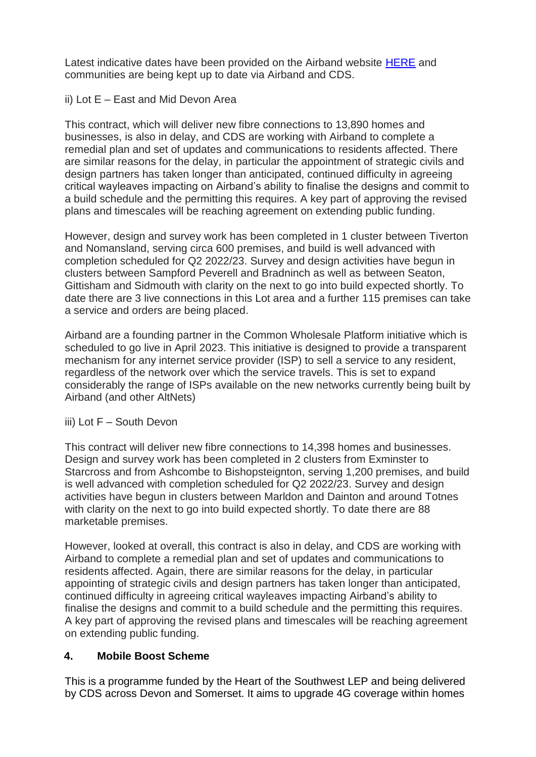Latest indicative dates have been provided on the Airband website [HERE] and communities are being kept up to date via Airband and CDS.

ii) Lot E – East and Mid Devon Area

This contract, which will deliver new fibre connections to 13,890 homes and businesses, is also in delay, and CDS are working with Airband to complete a remedial plan and set of updates and communications to residents affected. There are similar reasons for the delay, in particular the appointment of strategic civils and design partners has taken longer than anticipated, continued difficulty in agreeing critical wayleaves impacting on Airband's ability to finalise the designs and commit to a build schedule and the permitting this requires. A key part of approving the revised plans and timescales will be reaching agreement on extending public funding.

However, design and survey work has been completed in 1 cluster between Tiverton and Nomansland, serving circa 600 premises, and build is well advanced with completion scheduled for Q2 2022/23. Survey and design activities have begun in clusters between Sampford Peverell and Bradninch as well as between Seaton, Gittisham and Sidmouth with clarity on the next to go into build expected shortly. To date there are 3 live connections in this Lot area and a further 115 premises can take a service and orders are being placed.

Airband are a founding partner in the Common Wholesale Platform initiative which is scheduled to go live in April 2023. This initiative is designed to provide a transparent mechanism for any internet service provider (ISP) to sell a service to any resident, regardless of the network over which the service travels. This is set to expand considerably the range of ISPs available on the new networks currently being built by Airband (and other AltNets)

iii) Lot F – South Devon

This contract will deliver new fibre connections to 14,398 homes and businesses. Design and survey work has been completed in 2 clusters from Exminster to Starcross and from Ashcombe to Bishopsteignton, serving 1,200 premises, and build is well advanced with completion scheduled for Q2 2022/23. Survey and design activities have begun in clusters between Marldon and Dainton and around Totnes with clarity on the next to go into build expected shortly. To date there are 88 marketable premises.

However, looked at overall, this contract is also in delay, and CDS are working with Airband to complete a remedial plan and set of updates and communications to residents affected. Again, there are similar reasons for the delay, in particular appointing of strategic civils and design partners has taken longer than anticipated, continued difficulty in agreeing critical wayleaves impacting Airband's ability to finalise the designs and commit to a build schedule and the permitting this requires. A key part of approving the revised plans and timescales will be reaching agreement on extending public funding.

## 4. Mobile Boost Scheme

This is a programme funded by the Heart of the Southwest LEP and being delivered by CDS across Devon and Somerset. It aims to upgrade 4G coverage within homes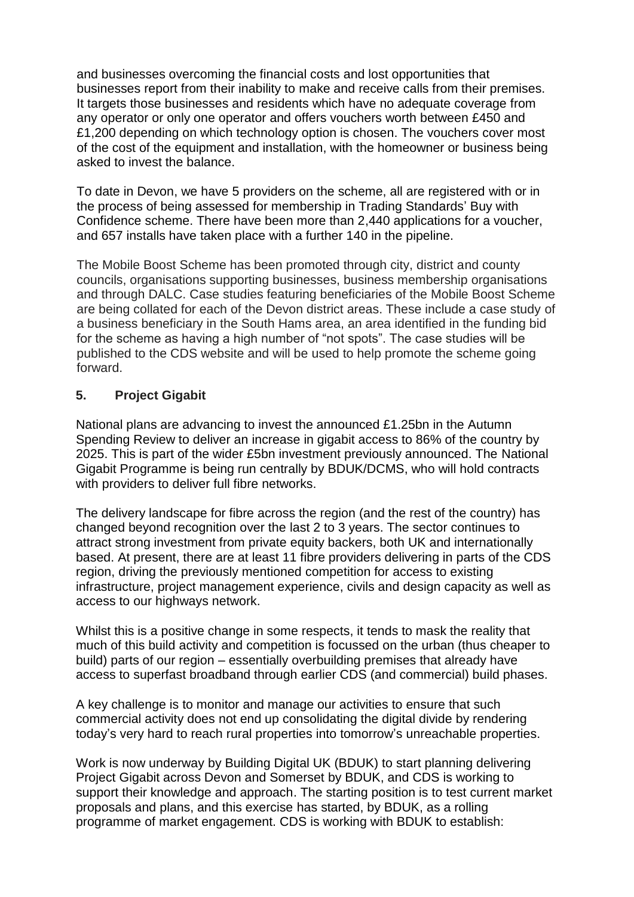and businesses overcoming the financial costs and lost opportunities that businesses report from their inability to make and receive calls from their premises. It targets those businesses and residents which have no adequate coverage from any operator or only one operator and offers vouchers worth between £450 and £1,200 depending on which technology option is chosen. The vouchers cover most of the cost of the equipment and installation, with the homeowner or business being asked to invest the balance.

To date in Devon, we have 5 providers on the scheme, all are registered with or in the process of being assessed for membership in Trading Standards' Buy with Confidence scheme. There have been more than 2,440 applications for a voucher, and 657 installs have taken place with a further 140 in the pipeline.

The Mobile Boost Scheme has been promoted through city, district and county councils, organisations supporting businesses, business membership organisations and through DALC. Case studies featuring beneficiaries of the Mobile Boost Scheme are being collated for each of the Devon district areas. These include a case study of a business beneficiary in the South Hams area, an area identified in the funding bid for the scheme as having a high number of "not spots". The case studies will be published to the CDS website and will be used to help promote the scheme going forward.

## 5. Project Gigabit

National plans are advancing to invest the announced £1.25bn in the Autumn Spending Review to deliver an increase in gigabit access to 86% of the country by 2025. This is part of the wider £5bn investment previously announced. The National Gigabit Programme is being run centrally by BDUK/DCMS, who will hold contracts with providers to deliver full fibre networks.

The delivery landscape for fibre across the region (and the rest of the country) has changed beyond recognition over the last 2 to 3 years. The sector continues to attract strong investment from private equity backers, both UK and internationally based. At present, there are at least 11 fibre providers delivering in parts of the CDS region, driving the previously mentioned competition for access to existing infrastructure, project management experience, civils and design capacity as well as access to our highways network.

Whilst this is a positive change in some respects, it tends to mask the reality that much of this build activity and competition is focussed on the urban (thus cheaper to build) parts of our region – essentially overbuilding premises that already have access to superfast broadband through earlier CDS (and commercial) build phases.

A key challenge is to monitor and manage our activities to ensure that such commercial activity does not end up consolidating the digital divide by rendering today's very hard to reach rural properties into tomorrow's unreachable properties.

Work is now underway by Building Digital UK (BDUK) to start planning delivering Project Gigabit across Devon and Somerset by BDUK, and CDS is working to support their knowledge and approach. The starting position is to test current market proposals and plans, and this exercise has started, by BDUK, as a rolling programme of market engagement. CDS is working with BDUK to establish: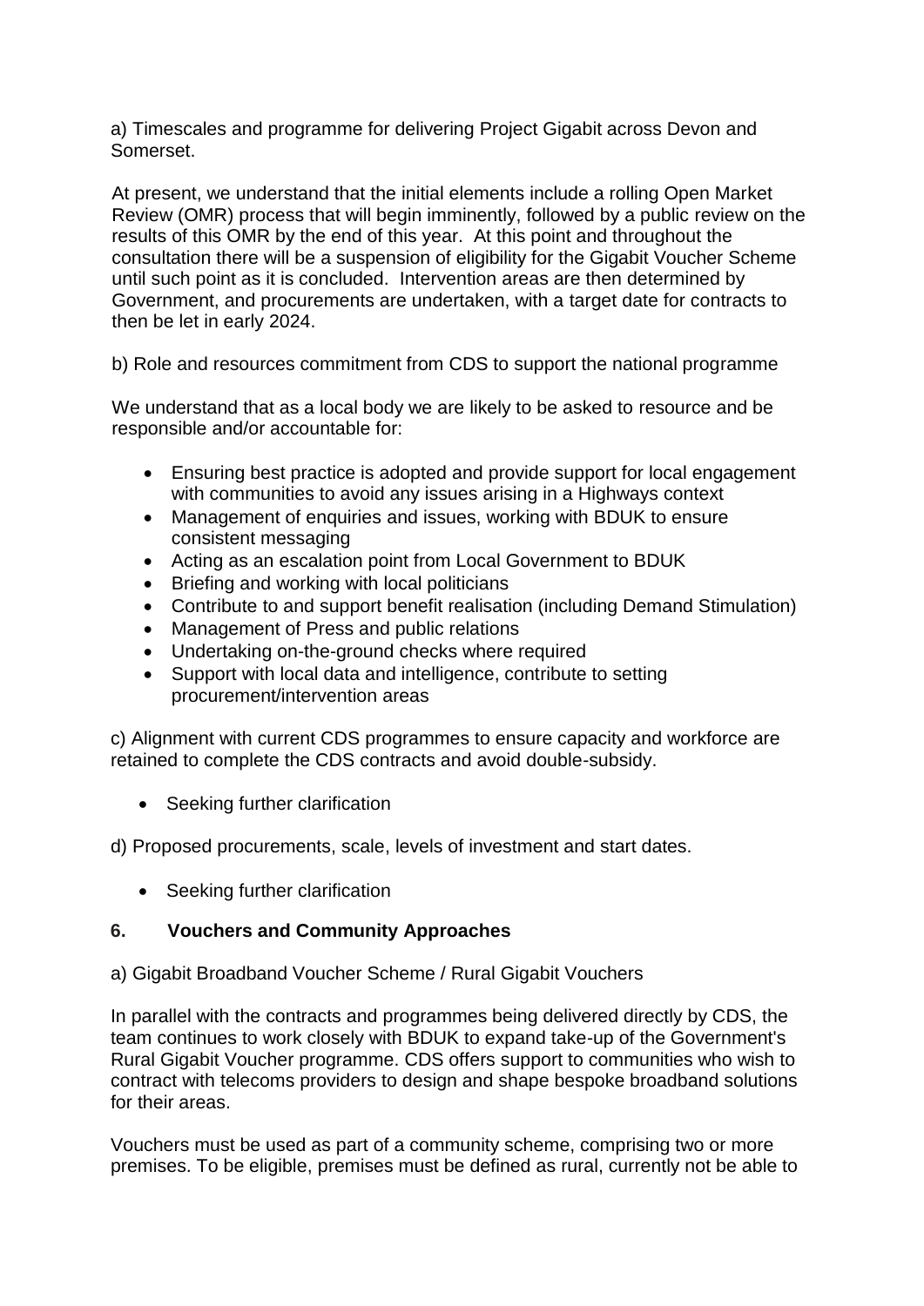a) Timescales and programme for delivering Project Gigabit across Devon and Somerset.

At present, we understand that the initial elements include a rolling Open Market Review (OMR) process that will begin imminently, followed by a public review on the results of this OMR by the end of this year. At this point and throughout the consultation there will be a suspension of eligibility for the Gigabit Voucher Scheme until such point as it is concluded. Intervention areas are then determined by Government, and procurements are undertaken, with a target date for contracts to then be let in early 2024.

b) Role and resources commitment from CDS to support the national programme

We understand that as a local body we are likely to be asked to resource and be responsible and/or accountable for:

- Ensuring best practice is adopted and provide support for local engagement with communities to avoid any issues arising in a Highways context
- Management of enquiries and issues, working with BDUK to ensure consistent messaging
- Acting as an escalation point from Local Government to BDUK
- Briefing and working with local politicians
- Contribute to and support benefit realisation (including Demand Stimulation)
- Management of Press and public relations
- Undertaking on-the-ground checks where required
- Support with local data and intelligence, contribute to setting procurement/intervention areas

c) Alignment with current CDS programmes to ensure capacity and workforce are retained to complete the CDS contracts and avoid double-subsidy.

- Seeking further clarification

d) Proposed procurements, scale, levels of investment and start dates.

- Seeking further clarification

## 6. Vouchers and Community Approaches

a) Gigabit Broadband Voucher Scheme / Rural Gigabit Vouchers

In parallel with the contracts and programmes being delivered directly by CDS, the team continues to work closely with BDUK to expand take-up of the Government's Rural Gigabit Voucher programme. CDS offers support to communities who wish to contract with telecoms providers to design and shape bespoke broadband solutions for their areas.

Vouchers must be used as part of a community scheme, comprising two or more premises. To be eligible, premises must be defined as rural, currently not be able to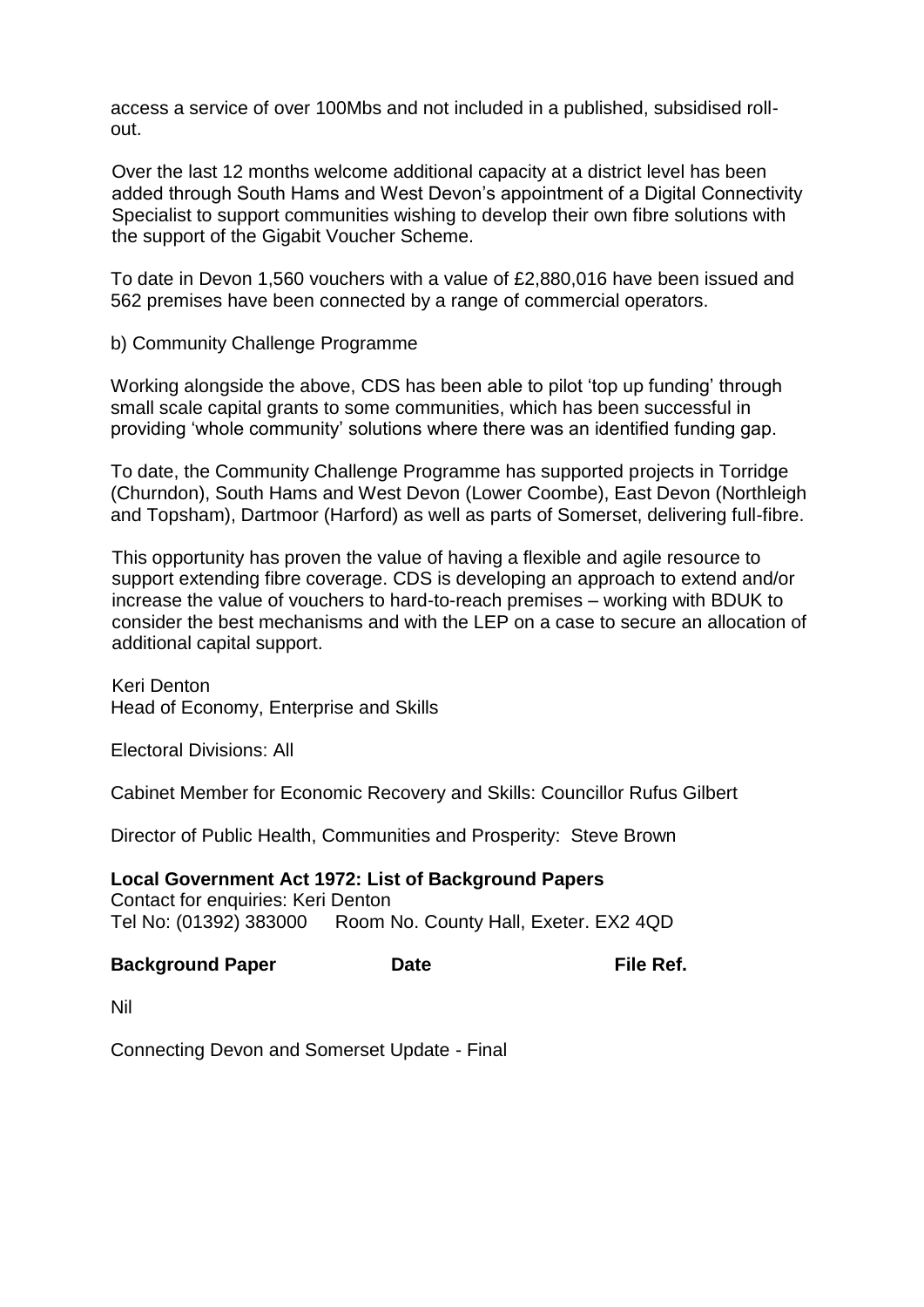access a service of over 100Mbs and not included in a published, subsidised roll-out.

Over the last 12 months welcome additional capacity at a district level has been added through South Hams and West Devon's appointment of a Digital Connectivity Specialist to support communities wishing to develop their own fibre solutions with the support of the Gigabit Voucher Scheme.

To date in Devon 1,560 vouchers with a value of £2,880,016 have been issued and 562 premises have been connected by a range of commercial operators.

b) Community Challenge Programme

Working alongside the above, CDS has been able to pilot 'top up funding' through small scale capital grants to some communities, which has been successful in providing 'whole community' solutions where there was an identified funding gap.

To date, the Community Challenge Programme has supported projects in Torridge (Churndon), South Hams and West Devon (Lower Coombe), East Devon (Northleigh and Topsham), Dartmoor (Harford) as well as parts of Somerset, delivering full-fibre.

This opportunity has proven the value of having a flexible and agile resource to support extending fibre coverage. CDS is developing an approach to extend and/or increase the value of vouchers to hard-to-reach premises – working with BDUK to consider the best mechanisms and with the LEP on a case to secure an allocation of additional capital support.

Keri Denton
Head of Economy, Enterprise and Skills

Electoral Divisions: All

Cabinet Member for Economic Recovery and Skills: Councillor Rufus Gilbert

Director of Public Health, Communities and Prosperity: Steve Brown

**Local Government Act 1972: List of Background Papers**
Contact for enquiries: Keri Denton
Tel No: (01392) 383000 Room No. County Hall, Exeter. EX2 4QD

| Background Paper | Date | File Ref. |
| --- | --- | --- |
| Nil | | |

Connecting Devon and Somerset Update - Final